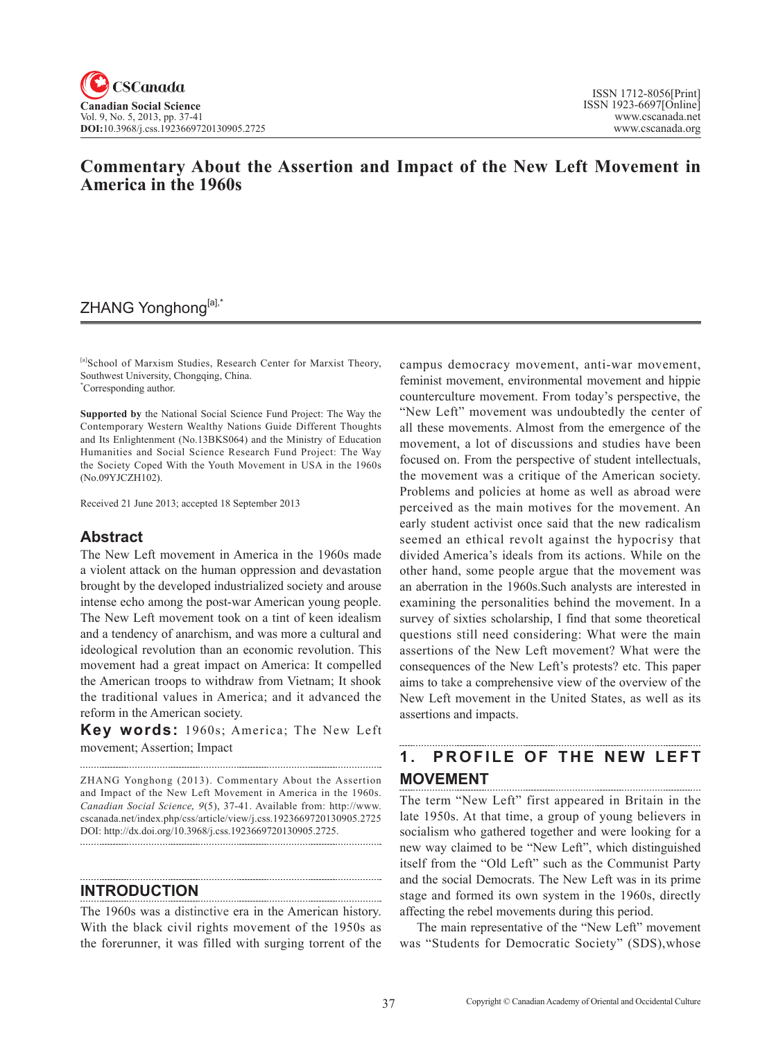# Commentary About the Assertion and Impact of the New Left Movement in America in the 1960s

ZHANG Yonghong[a],*

[a]School of Marxism Studies, Research Center for Marxist Theory, Southwest University, Chongqing, China.
*Corresponding author.

**Supported by** the National Social Science Fund Project: The Way the Contemporary Western Wealthy Nations Guide Different Thoughts and Its Enlightenment (No.13BKS064) and the Ministry of Education Humanities and Social Science Research Fund Project: The Way the Society Coped With the Youth Movement in USA in the 1960s (No.09YJCZH102).

Received 21 June 2013; accepted 18 September 2013

## Abstract

The New Left movement in America in the 1960s made a violent attack on the human oppression and devastation brought by the developed industrialized society and arouse intense echo among the post-war American young people. The New Left movement took on a tint of keen idealism and a tendency of anarchism, and was more a cultural and ideological revolution than an economic revolution. This movement had a great impact on America: It compelled the American troops to withdraw from Vietnam; It shook the traditional values in America; and it advanced the reform in the American society.

**Key words:** 1960s; America; The New Left movement; Assertion; Impact

ZHANG Yonghong (2013). Commentary About the Assertion and Impact of the New Left Movement in America in the 1960s. *Canadian Social Science, 9*(5), 37-41. Available from: http://www.cscanada.net/index.php/css/article/view/j.css.1923669720130905.2725 DOI: http://dx.doi.org/10.3968/j.css.1923669720130905.2725.

## INTRODUCTION

The 1960s was a distinctive era in the American history. With the black civil rights movement of the 1950s as the forerunner, it was filled with surging torrent of the campus democracy movement, anti-war movement, feminist movement, environmental movement and hippie counterculture movement. From today's perspective, the "New Left" movement was undoubtedly the center of all these movements. Almost from the emergence of the movement, a lot of discussions and studies have been focused on. From the perspective of student intellectuals, the movement was a critique of the American society. Problems and policies at home as well as abroad were perceived as the main motives for the movement. An early student activist once said that the new radicalism seemed an ethical revolt against the hypocrisy that divided America's ideals from its actions. While on the other hand, some people argue that the movement was an aberration in the 1960s.Such analysts are interested in examining the personalities behind the movement. In a survey of sixties scholarship, I find that some theoretical questions still need considering: What were the main assertions of the New Left movement? What were the consequences of the New Left's protests? etc. This paper aims to take a comprehensive view of the overview of the New Left movement in the United States, as well as its assertions and impacts.

## 1. PROFILE OF THE NEW LEFT MOVEMENT

The term "New Left" first appeared in Britain in the late 1950s. At that time, a group of young believers in socialism who gathered together and were looking for a new way claimed to be "New Left", which distinguished itself from the "Old Left" such as the Communist Party and the social Democrats. The New Left was in its prime stage and formed its own system in the 1960s, directly affecting the rebel movements during this period.

The main representative of the "New Left" movement was "Students for Democratic Society" (SDS),whose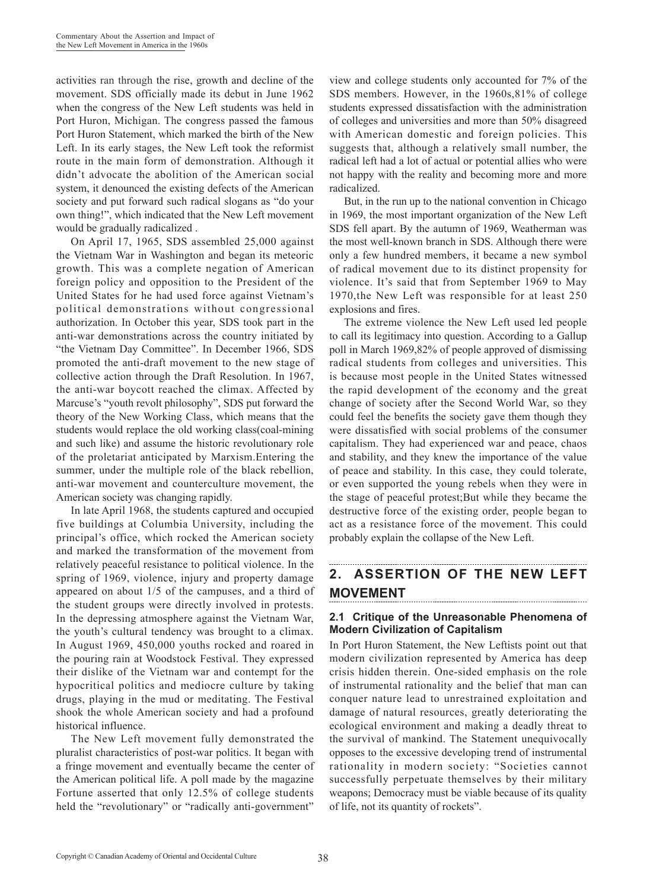activities ran through the rise, growth and decline of the movement. SDS officially made its debut in June 1962 when the congress of the New Left students was held in Port Huron, Michigan. The congress passed the famous Port Huron Statement, which marked the birth of the New Left. In its early stages, the New Left took the reformist route in the main form of demonstration. Although it didn't advocate the abolition of the American social system, it denounced the existing defects of the American society and put forward such radical slogans as "do your own thing!", which indicated that the New Left movement would be gradually radicalized .

On April 17, 1965, SDS assembled 25,000 against the Vietnam War in Washington and began its meteoric growth. This was a complete negation of American foreign policy and opposition to the President of the United States for he had used force against Vietnam's political demonstrations without congressional authorization. In October this year, SDS took part in the anti-war demonstrations across the country initiated by "the Vietnam Day Committee". In December 1966, SDS promoted the anti-draft movement to the new stage of collective action through the Draft Resolution. In 1967, the anti-war boycott reached the climax. Affected by Marcuse's "youth revolt philosophy", SDS put forward the theory of the New Working Class, which means that the students would replace the old working class(coal-mining and such like) and assume the historic revolutionary role of the proletariat anticipated by Marxism.Entering the summer, under the multiple role of the black rebellion, anti-war movement and counterculture movement, the American society was changing rapidly.

In late April 1968, the students captured and occupied five buildings at Columbia University, including the principal's office, which rocked the American society and marked the transformation of the movement from relatively peaceful resistance to political violence. In the spring of 1969, violence, injury and property damage appeared on about 1/5 of the campuses, and a third of the student groups were directly involved in protests. In the depressing atmosphere against the Vietnam War, the youth's cultural tendency was brought to a climax. In August 1969, 450,000 youths rocked and roared in the pouring rain at Woodstock Festival. They expressed their dislike of the Vietnam war and contempt for the hypocritical politics and mediocre culture by taking drugs, playing in the mud or meditating. The Festival shook the whole American society and had a profound historical influence.

The New Left movement fully demonstrated the pluralist characteristics of post-war politics. It began with a fringe movement and eventually became the center of the American political life. A poll made by the magazine Fortune asserted that only 12.5% of college students held the "revolutionary" or "radically anti-government" view and college students only accounted for 7% of the SDS members. However, in the 1960s,81% of college students expressed dissatisfaction with the administration of colleges and universities and more than 50% disagreed with American domestic and foreign policies. This suggests that, although a relatively small number, the radical left had a lot of actual or potential allies who were not happy with the reality and becoming more and more radicalized.

But, in the run up to the national convention in Chicago in 1969, the most important organization of the New Left SDS fell apart. By the autumn of 1969, Weatherman was the most well-known branch in SDS. Although there were only a few hundred members, it became a new symbol of radical movement due to its distinct propensity for violence. It's said that from September 1969 to May 1970,the New Left was responsible for at least 250 explosions and fires.

The extreme violence the New Left used led people to call its legitimacy into question. According to a Gallup poll in March 1969,82% of people approved of dismissing radical students from colleges and universities. This is because most people in the United States witnessed the rapid development of the economy and the great change of society after the Second World War, so they could feel the benefits the society gave them though they were dissatisfied with social problems of the consumer capitalism. They had experienced war and peace, chaos and stability, and they knew the importance of the value of peace and stability. In this case, they could tolerate, or even supported the young rebels when they were in the stage of peaceful protest;But while they became the destructive force of the existing order, people began to act as a resistance force of the movement. This could probably explain the collapse of the New Left.

## 2. ASSERTION OF THE NEW LEFT MOVEMENT

### 2.1 Critique of the Unreasonable Phenomena of Modern Civilization of Capitalism

In Port Huron Statement, the New Leftists point out that modern civilization represented by America has deep crisis hidden therein. One-sided emphasis on the role of instrumental rationality and the belief that man can conquer nature lead to unrestrained exploitation and damage of natural resources, greatly deteriorating the ecological environment and making a deadly threat to the survival of mankind. The Statement unequivocally opposes to the excessive developing trend of instrumental rationality in modern society: "Societies cannot successfully perpetuate themselves by their military weapons; Democracy must be viable because of its quality of life, not its quantity of rockets".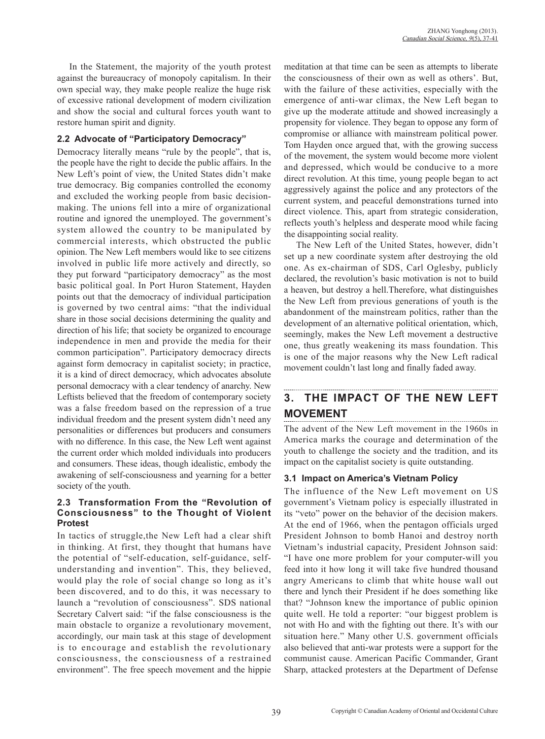In the Statement, the majority of the youth protest against the bureaucracy of monopoly capitalism. In their own special way, they make people realize the huge risk of excessive rational development of modern civilization and show the social and cultural forces youth want to restore human spirit and dignity.

### 2.2 Advocate of "Participatory Democracy"

Democracy literally means "rule by the people", that is, the people have the right to decide the public affairs. In the New Left's point of view, the United States didn't make true democracy. Big companies controlled the economy and excluded the working people from basic decision-making. The unions fell into a mire of organizational routine and ignored the unemployed. The government's system allowed the country to be manipulated by commercial interests, which obstructed the public opinion. The New Left members would like to see citizens involved in public life more actively and directly, so they put forward "participatory democracy" as the most basic political goal. In Port Huron Statement, Hayden points out that the democracy of individual participation is governed by two central aims: "that the individual share in those social decisions determining the quality and direction of his life; that society be organized to encourage independence in men and provide the media for their common participation". Participatory democracy directs against form democracy in capitalist society; in practice, it is a kind of direct democracy, which advocates absolute personal democracy with a clear tendency of anarchy. New Leftists believed that the freedom of contemporary society was a false freedom based on the repression of a true individual freedom and the present system didn't need any personalities or differences but producers and consumers with no difference. In this case, the New Left went against the current order which molded individuals into producers and consumers. These ideas, though idealistic, embody the awakening of self-consciousness and yearning for a better society of the youth.

### 2.3 Transformation From the "Revolution of Consciousness" to the Thought of Violent Protest

In tactics of struggle,the New Left had a clear shift in thinking. At first, they thought that humans have the potential of "self-education, self-guidance, self-understanding and invention". This, they believed, would play the role of social change so long as it's been discovered, and to do this, it was necessary to launch a "revolution of consciousness". SDS national Secretary Calvert said: "if the false consciousness is the main obstacle to organize a revolutionary movement, accordingly, our main task at this stage of development is to encourage and establish the revolutionary consciousness, the consciousness of a restrained environment". The free speech movement and the hippie meditation at that time can be seen as attempts to liberate the consciousness of their own as well as others'. But, with the failure of these activities, especially with the emergence of anti-war climax, the New Left began to give up the moderate attitude and showed increasingly a propensity for violence. They began to oppose any form of compromise or alliance with mainstream political power. Tom Hayden once argued that, with the growing success of the movement, the system would become more violent and depressed, which would be conducive to a more direct revolution. At this time, young people began to act aggressively against the police and any protectors of the current system, and peaceful demonstrations turned into direct violence. This, apart from strategic consideration, reflects youth's helpless and desperate mood while facing the disappointing social reality.

The New Left of the United States, however, didn't set up a new coordinate system after destroying the old one. As ex-chairman of SDS, Carl Oglesby, publicly declared, the revolution's basic motivation is not to build a heaven, but destroy a hell.Therefore, what distinguishes the New Left from previous generations of youth is the abandonment of the mainstream politics, rather than the development of an alternative political orientation, which, seemingly, makes the New Left movement a destructive one, thus greatly weakening its mass foundation. This is one of the major reasons why the New Left radical movement couldn't last long and finally faded away.

## 3. THE IMPACT OF THE NEW LEFT MOVEMENT

The advent of the New Left movement in the 1960s in America marks the courage and determination of the youth to challenge the society and the tradition, and its impact on the capitalist society is quite outstanding.

### 3.1 Impact on America's Vietnam Policy

The influence of the New Left movement on US government's Vietnam policy is especially illustrated in its "veto" power on the behavior of the decision makers. At the end of 1966, when the pentagon officials urged President Johnson to bomb Hanoi and destroy north Vietnam's industrial capacity, President Johnson said: "I have one more problem for your computer-will you feed into it how long it will take five hundred thousand angry Americans to climb that white house wall out there and lynch their President if he does something like that? "Johnson knew the importance of public opinion quite well. He told a reporter: "our biggest problem is not with Ho and with the fighting out there. It's with our situation here." Many other U.S. government officials also believed that anti-war protests were a support for the communist cause. American Pacific Commander, Grant Sharp, attacked protesters at the Department of Defense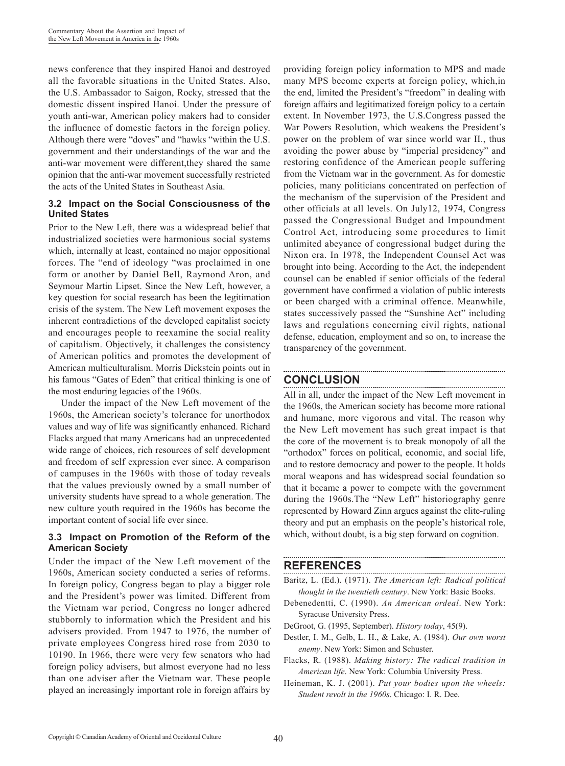news conference that they inspired Hanoi and destroyed all the favorable situations in the United States. Also, the U.S. Ambassador to Saigon, Rocky, stressed that the domestic dissent inspired Hanoi. Under the pressure of youth anti-war, American policy makers had to consider the influence of domestic factors in the foreign policy. Although there were "doves" and "hawks "within the U.S. government and their understandings of the war and the anti-war movement were different,they shared the same opinion that the anti-war movement successfully restricted the acts of the United States in Southeast Asia.

### 3.2 Impact on the Social Consciousness of the United States

Prior to the New Left, there was a widespread belief that industrialized societies were harmonious social systems which, internally at least, contained no major oppositional forces. The "end of ideology "was proclaimed in one form or another by Daniel Bell, Raymond Aron, and Seymour Martin Lipset. Since the New Left, however, a key question for social research has been the legitimation crisis of the system. The New Left movement exposes the inherent contradictions of the developed capitalist society and encourages people to reexamine the social reality of capitalism. Objectively, it challenges the consistency of American politics and promotes the development of American multiculturalism. Morris Dickstein points out in his famous "Gates of Eden" that critical thinking is one of the most enduring legacies of the 1960s.

Under the impact of the New Left movement of the 1960s, the American society's tolerance for unorthodox values and way of life was significantly enhanced. Richard Flacks argued that many Americans had an unprecedented wide range of choices, rich resources of self development and freedom of self expression ever since. A comparison of campuses in the 1960s with those of today reveals that the values previously owned by a small number of university students have spread to a whole generation. The new culture youth required in the 1960s has become the important content of social life ever since.

### 3.3 Impact on Promotion of the Reform of the American Society

Under the impact of the New Left movement of the 1960s, American society conducted a series of reforms. In foreign policy, Congress began to play a bigger role and the President's power was limited. Different from the Vietnam war period, Congress no longer adhered stubbornly to information which the President and his advisers provided. From 1947 to 1976, the number of private employees Congress hired rose from 2030 to 10190. In 1966, there were very few senators who had foreign policy advisers, but almost everyone had no less than one adviser after the Vietnam war. These people played an increasingly important role in foreign affairs by providing foreign policy information to MPS and made many MPS become experts at foreign policy, which,in the end, limited the President's "freedom" in dealing with foreign affairs and legitimatized foreign policy to a certain extent. In November 1973, the U.S.Congress passed the War Powers Resolution, which weakens the President's power on the problem of war since world war II., thus avoiding the power abuse by "imperial presidency" and restoring confidence of the American people suffering from the Vietnam war in the government. As for domestic policies, many politicians concentrated on perfection of the mechanism of the supervision of the President and other officials at all levels. On July12, 1974, Congress passed the Congressional Budget and Impoundment Control Act, introducing some procedures to limit unlimited abeyance of congressional budget during the Nixon era. In 1978, the Independent Counsel Act was brought into being. According to the Act, the independent counsel can be enabled if senior officials of the federal government have confirmed a violation of public interests or been charged with a criminal offence. Meanwhile, states successively passed the "Sunshine Act" including laws and regulations concerning civil rights, national defense, education, employment and so on, to increase the transparency of the government.

## CONCLUSION

All in all, under the impact of the New Left movement in the 1960s, the American society has become more rational and humane, more vigorous and vital. The reason why the New Left movement has such great impact is that the core of the movement is to break monopoly of all the "orthodox" forces on political, economic, and social life, and to restore democracy and power to the people. It holds moral weapons and has widespread social foundation so that it became a power to compete with the government during the 1960s.The "New Left" historiography genre represented by Howard Zinn argues against the elite-ruling theory and put an emphasis on the people's historical role, which, without doubt, is a big step forward on cognition.

## REFERENCES

Baritz, L. (Ed.). (1971). *The American left: Radical political thought in the twentieth century*. New York: Basic Books.

Debenedentti, C. (1990). *An American ordeal*. New York: Syracuse University Press.

DeGroot, G. (1995, September). *History today*, 45(9).

Destler, I. M., Gelb, L. H., & Lake, A. (1984). *Our own worst enemy*. New York: Simon and Schuster.

Flacks, R. (1988). *Making history: The radical tradition in American life*. New York: Columbia University Press.

Heineman, K. J. (2001). *Put your bodies upon the wheels: Student revolt in the 1960s*. Chicago: I. R. Dee.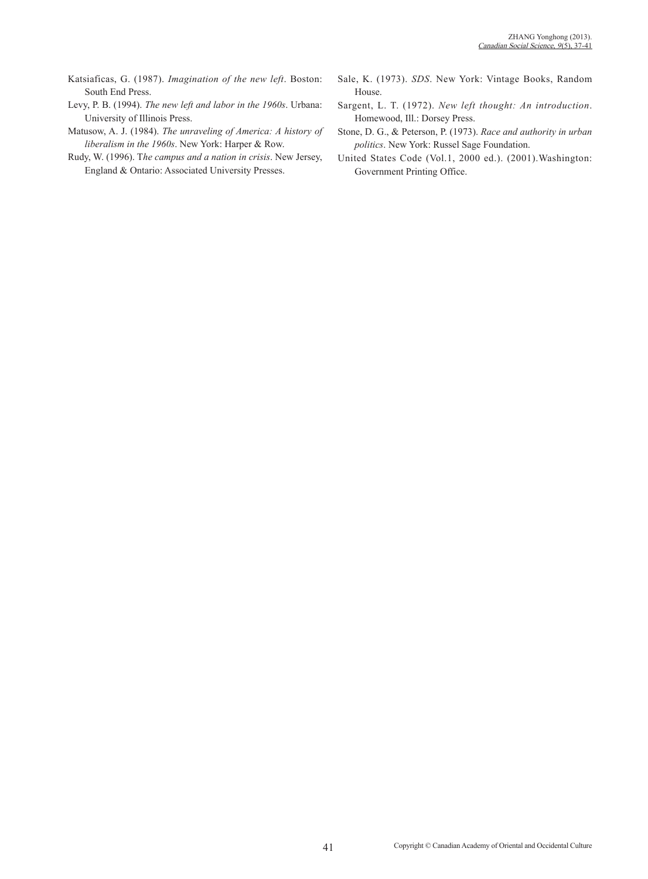Katsiaficas, G. (1987). *Imagination of the new left*. Boston: South End Press.

Levy, P. B. (1994). *The new left and labor in the 1960s*. Urbana: University of Illinois Press.

Matusow, A. J. (1984). *The unraveling of America: A history of liberalism in the 1960s*. New York: Harper & Row.

Rudy, W. (1996). T*he campus and a nation in crisis*. New Jersey, England & Ontario: Associated University Presses.

Sale, K. (1973). *SDS*. New York: Vintage Books, Random House.

Sargent, L. T. (1972). *New left thought: An introduction*. Homewood, Ill.: Dorsey Press.

Stone, D. G., & Peterson, P. (1973). *Race and authority in urban politics*. New York: Russel Sage Foundation.

United States Code (Vol.1, 2000 ed.). (2001).Washington: Government Printing Office.